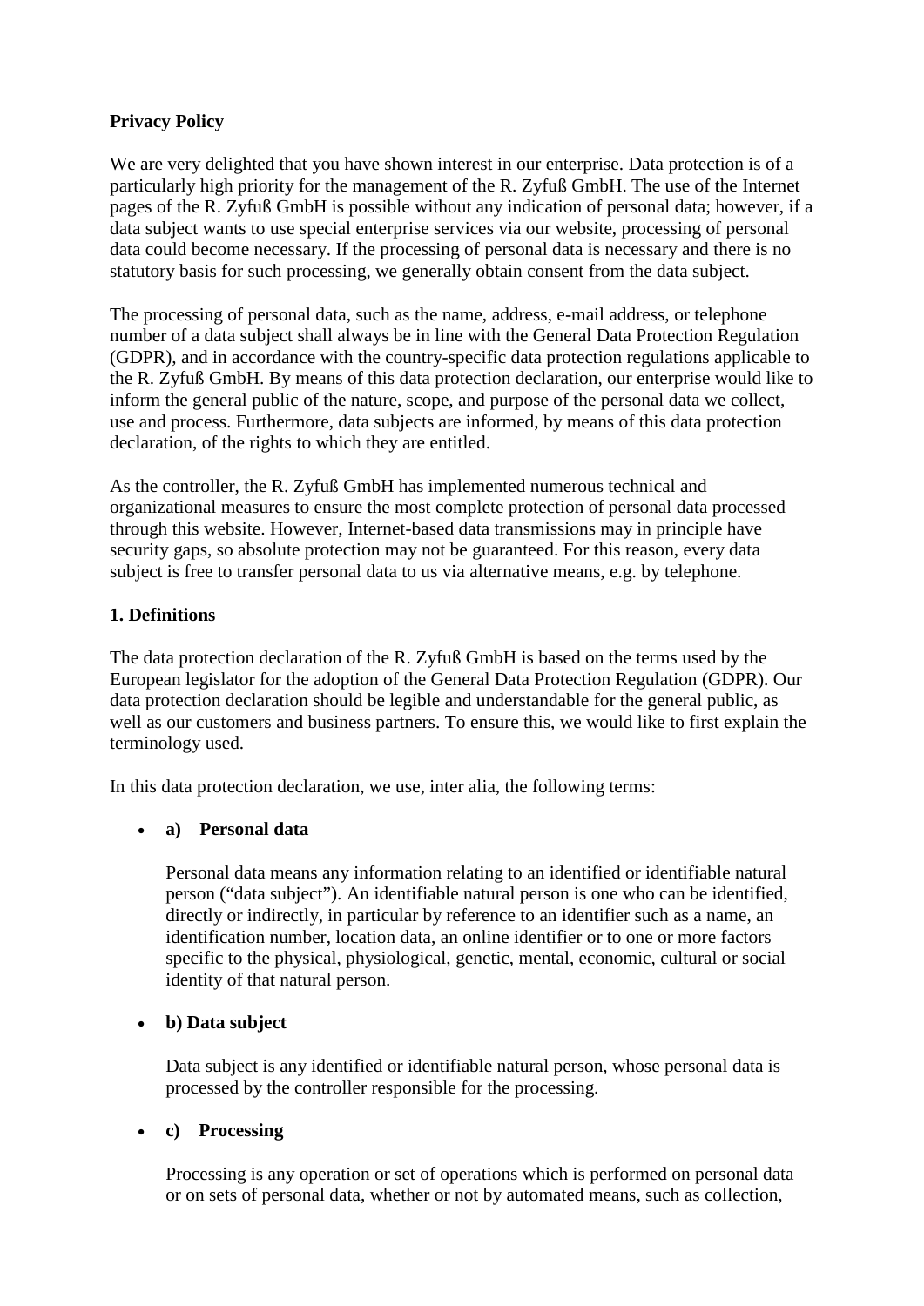**Privacy Policy**

We are very delighted that you have shown interest in our enterprise. Data protection is of a particularly high priority for the management of the R. Zyfuß GmbH. The use of the Internet pages of the R. Zyfuß GmbH is possible without any indication of personal data; however, if a data subject wants to use special enterprise services via our website, processing of personal data could become necessary. If the processing of personal data is necessary and there is no statutory basis for such processing, we generally obtain consent from the data subject.

The processing of personal data, such as the name, address, e-mail address, or telephone number of a data subject shall always be in line with the General Data Protection Regulation (GDPR), and in accordance with the country-specific data protection regulations applicable to the R. Zyfuß GmbH. By means of this data protection declaration, our enterprise would like to inform the general public of the nature, scope, and purpose of the personal data we collect, use and process. Furthermore, data subjects are informed, by means of this data protection declaration, of the rights to which they are entitled.

As the controller, the R. Zyfuß GmbH has implemented numerous technical and organizational measures to ensure the most complete protection of personal data processed through this website. However, Internet-based data transmissions may in principle have security gaps, so absolute protection may not be guaranteed. For this reason, every data subject is free to transfer personal data to us via alternative means, e.g. by telephone.

**1. Definitions**

The data protection declaration of the R. Zyfuß GmbH is based on the terms used by the European legislator for the adoption of the General Data Protection Regulation (GDPR). Our data protection declaration should be legible and understandable for the general public, as well as our customers and business partners. To ensure this, we would like to first explain the terminology used.

In this data protection declaration, we use, inter alia, the following terms:

- **a) Personal data**

  Personal data means any information relating to an identified or identifiable natural person ("data subject"). An identifiable natural person is one who can be identified, directly or indirectly, in particular by reference to an identifier such as a name, an identification number, location data, an online identifier or to one or more factors specific to the physical, physiological, genetic, mental, economic, cultural or social identity of that natural person.

- **b) Data subject**

  Data subject is any identified or identifiable natural person, whose personal data is processed by the controller responsible for the processing.

- **c) Processing**

  Processing is any operation or set of operations which is performed on personal data or on sets of personal data, whether or not by automated means, such as collection,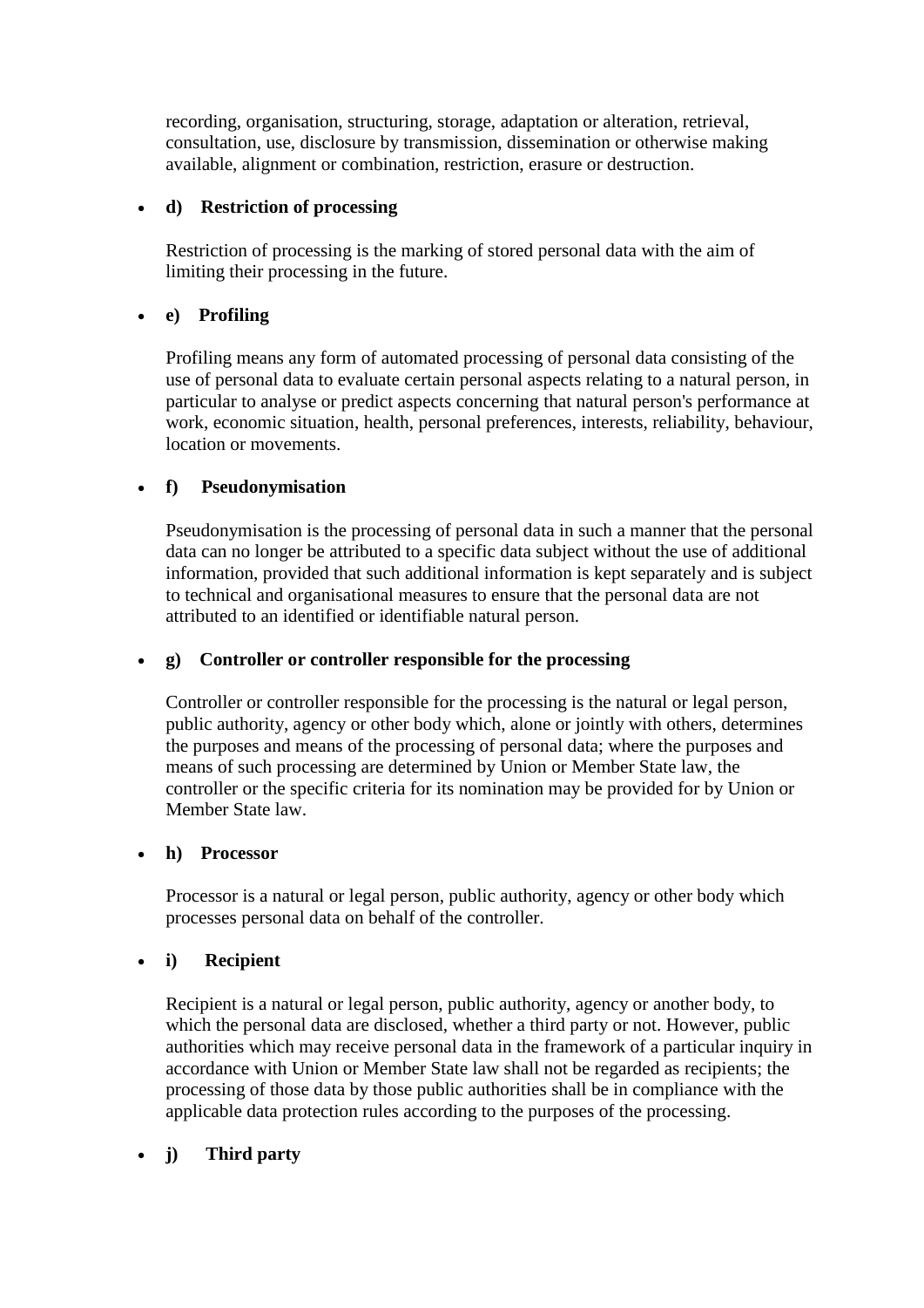recording, organisation, structuring, storage, adaptation or alteration, retrieval, consultation, use, disclosure by transmission, dissemination or otherwise making available, alignment or combination, restriction, erasure or destruction.

- **d) Restriction of processing**

  Restriction of processing is the marking of stored personal data with the aim of limiting their processing in the future.

- **e) Profiling**

  Profiling means any form of automated processing of personal data consisting of the use of personal data to evaluate certain personal aspects relating to a natural person, in particular to analyse or predict aspects concerning that natural person's performance at work, economic situation, health, personal preferences, interests, reliability, behaviour, location or movements.

- **f) Pseudonymisation**

  Pseudonymisation is the processing of personal data in such a manner that the personal data can no longer be attributed to a specific data subject without the use of additional information, provided that such additional information is kept separately and is subject to technical and organisational measures to ensure that the personal data are not attributed to an identified or identifiable natural person.

- **g) Controller or controller responsible for the processing**

  Controller or controller responsible for the processing is the natural or legal person, public authority, agency or other body which, alone or jointly with others, determines the purposes and means of the processing of personal data; where the purposes and means of such processing are determined by Union or Member State law, the controller or the specific criteria for its nomination may be provided for by Union or Member State law.

- **h) Processor**

  Processor is a natural or legal person, public authority, agency or other body which processes personal data on behalf of the controller.

- **i) Recipient**

  Recipient is a natural or legal person, public authority, agency or another body, to which the personal data are disclosed, whether a third party or not. However, public authorities which may receive personal data in the framework of a particular inquiry in accordance with Union or Member State law shall not be regarded as recipients; the processing of those data by those public authorities shall be in compliance with the applicable data protection rules according to the purposes of the processing.

- **j) Third party**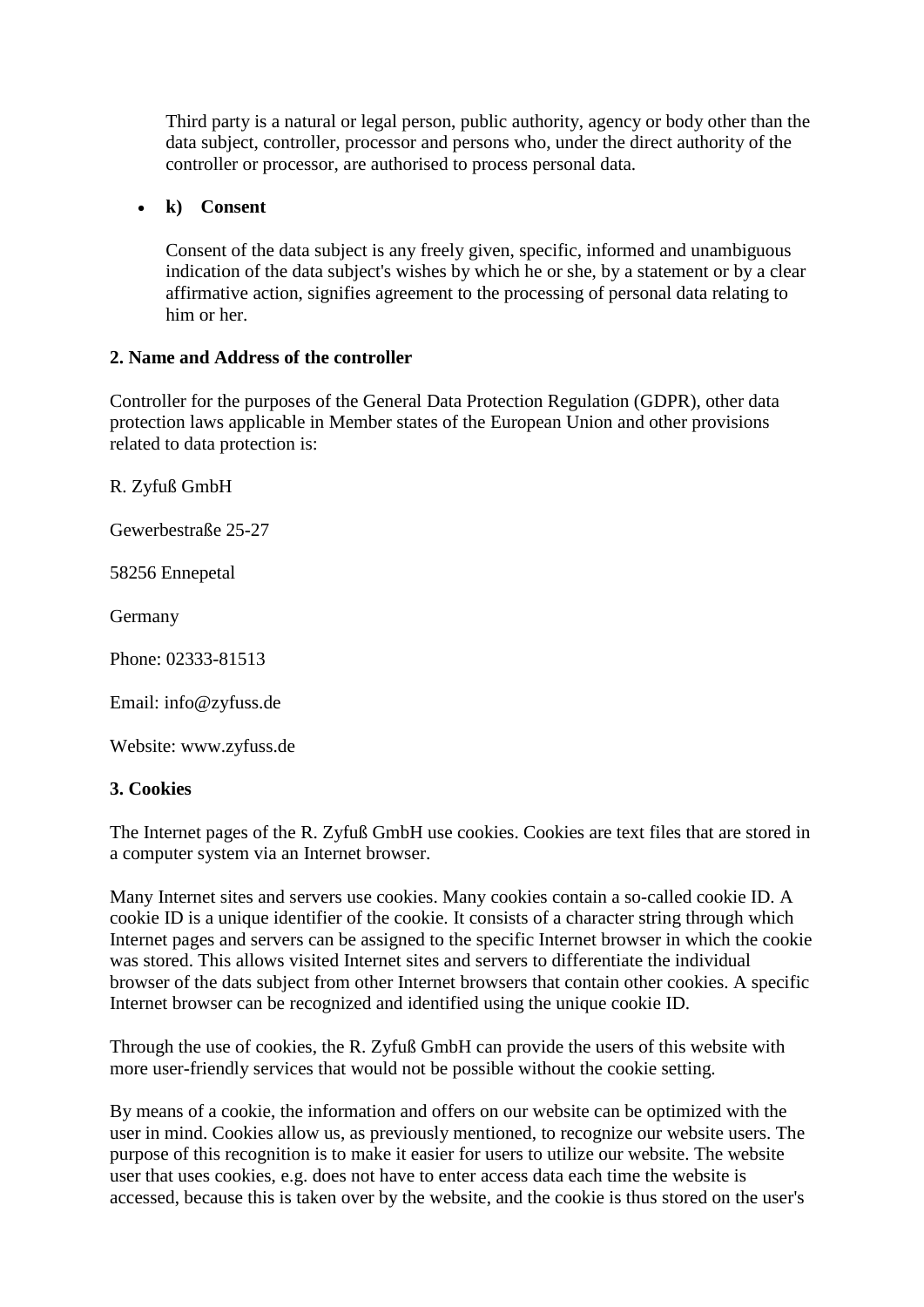Third party is a natural or legal person, public authority, agency or body other than the data subject, controller, processor and persons who, under the direct authority of the controller or processor, are authorised to process personal data.

- **k) Consent**

  Consent of the data subject is any freely given, specific, informed and unambiguous indication of the data subject's wishes by which he or she, by a statement or by a clear affirmative action, signifies agreement to the processing of personal data relating to him or her.

**2. Name and Address of the controller**

Controller for the purposes of the General Data Protection Regulation (GDPR), other data protection laws applicable in Member states of the European Union and other provisions related to data protection is:

R. Zyfuß GmbH

Gewerbestraße 25-27

58256 Ennepetal

Germany

Phone: 02333-81513

Email: info@zyfuss.de

Website: www.zyfuss.de

**3. Cookies**

The Internet pages of the R. Zyfuß GmbH use cookies. Cookies are text files that are stored in a computer system via an Internet browser.

Many Internet sites and servers use cookies. Many cookies contain a so-called cookie ID. A cookie ID is a unique identifier of the cookie. It consists of a character string through which Internet pages and servers can be assigned to the specific Internet browser in which the cookie was stored. This allows visited Internet sites and servers to differentiate the individual browser of the dats subject from other Internet browsers that contain other cookies. A specific Internet browser can be recognized and identified using the unique cookie ID.

Through the use of cookies, the R. Zyfuß GmbH can provide the users of this website with more user-friendly services that would not be possible without the cookie setting.

By means of a cookie, the information and offers on our website can be optimized with the user in mind. Cookies allow us, as previously mentioned, to recognize our website users. The purpose of this recognition is to make it easier for users to utilize our website. The website user that uses cookies, e.g. does not have to enter access data each time the website is accessed, because this is taken over by the website, and the cookie is thus stored on the user's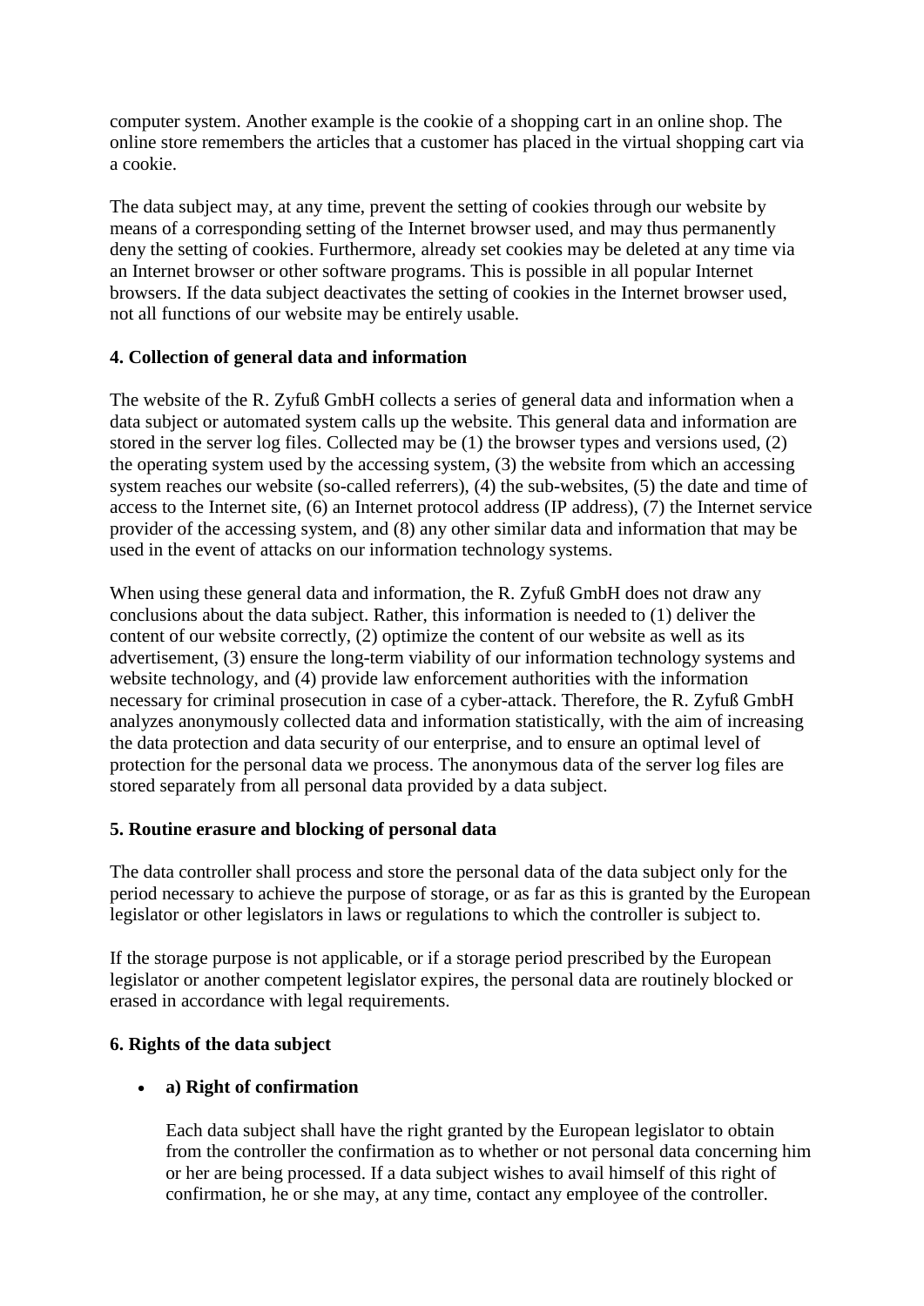computer system. Another example is the cookie of a shopping cart in an online shop. The online store remembers the articles that a customer has placed in the virtual shopping cart via a cookie.

The data subject may, at any time, prevent the setting of cookies through our website by means of a corresponding setting of the Internet browser used, and may thus permanently deny the setting of cookies. Furthermore, already set cookies may be deleted at any time via an Internet browser or other software programs. This is possible in all popular Internet browsers. If the data subject deactivates the setting of cookies in the Internet browser used, not all functions of our website may be entirely usable.

### 4. Collection of general data and information

The website of the R. Zyfuß GmbH collects a series of general data and information when a data subject or automated system calls up the website. This general data and information are stored in the server log files. Collected may be (1) the browser types and versions used, (2) the operating system used by the accessing system, (3) the website from which an accessing system reaches our website (so-called referrers), (4) the sub-websites, (5) the date and time of access to the Internet site, (6) an Internet protocol address (IP address), (7) the Internet service provider of the accessing system, and (8) any other similar data and information that may be used in the event of attacks on our information technology systems.

When using these general data and information, the R. Zyfuß GmbH does not draw any conclusions about the data subject. Rather, this information is needed to (1) deliver the content of our website correctly, (2) optimize the content of our website as well as its advertisement, (3) ensure the long-term viability of our information technology systems and website technology, and (4) provide law enforcement authorities with the information necessary for criminal prosecution in case of a cyber-attack. Therefore, the R. Zyfuß GmbH analyzes anonymously collected data and information statistically, with the aim of increasing the data protection and data security of our enterprise, and to ensure an optimal level of protection for the personal data we process. The anonymous data of the server log files are stored separately from all personal data provided by a data subject.

### 5. Routine erasure and blocking of personal data

The data controller shall process and store the personal data of the data subject only for the period necessary to achieve the purpose of storage, or as far as this is granted by the European legislator or other legislators in laws or regulations to which the controller is subject to.

If the storage purpose is not applicable, or if a storage period prescribed by the European legislator or another competent legislator expires, the personal data are routinely blocked or erased in accordance with legal requirements.

### 6. Rights of the data subject

- **a) Right of confirmation**

  Each data subject shall have the right granted by the European legislator to obtain from the controller the confirmation as to whether or not personal data concerning him or her are being processed. If a data subject wishes to avail himself of this right of confirmation, he or she may, at any time, contact any employee of the controller.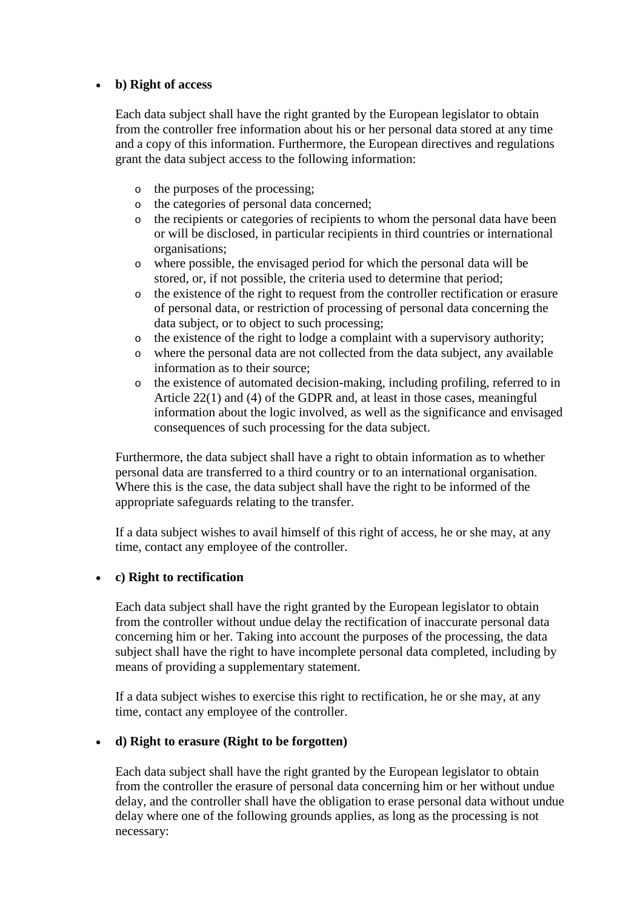- **b) Right of access**

  Each data subject shall have the right granted by the European legislator to obtain from the controller free information about his or her personal data stored at any time and a copy of this information. Furthermore, the European directives and regulations grant the data subject access to the following information:

  - the purposes of the processing;
  - the categories of personal data concerned;
  - the recipients or categories of recipients to whom the personal data have been or will be disclosed, in particular recipients in third countries or international organisations;
  - where possible, the envisaged period for which the personal data will be stored, or, if not possible, the criteria used to determine that period;
  - the existence of the right to request from the controller rectification or erasure of personal data, or restriction of processing of personal data concerning the data subject, or to object to such processing;
  - the existence of the right to lodge a complaint with a supervisory authority;
  - where the personal data are not collected from the data subject, any available information as to their source;
  - the existence of automated decision-making, including profiling, referred to in Article 22(1) and (4) of the GDPR and, at least in those cases, meaningful information about the logic involved, as well as the significance and envisaged consequences of such processing for the data subject.

  Furthermore, the data subject shall have a right to obtain information as to whether personal data are transferred to a third country or to an international organisation. Where this is the case, the data subject shall have the right to be informed of the appropriate safeguards relating to the transfer.

  If a data subject wishes to avail himself of this right of access, he or she may, at any time, contact any employee of the controller.

- **c) Right to rectification**

  Each data subject shall have the right granted by the European legislator to obtain from the controller without undue delay the rectification of inaccurate personal data concerning him or her. Taking into account the purposes of the processing, the data subject shall have the right to have incomplete personal data completed, including by means of providing a supplementary statement.

  If a data subject wishes to exercise this right to rectification, he or she may, at any time, contact any employee of the controller.

- **d) Right to erasure (Right to be forgotten)**

  Each data subject shall have the right granted by the European legislator to obtain from the controller the erasure of personal data concerning him or her without undue delay, and the controller shall have the obligation to erase personal data without undue delay where one of the following grounds applies, as long as the processing is not necessary: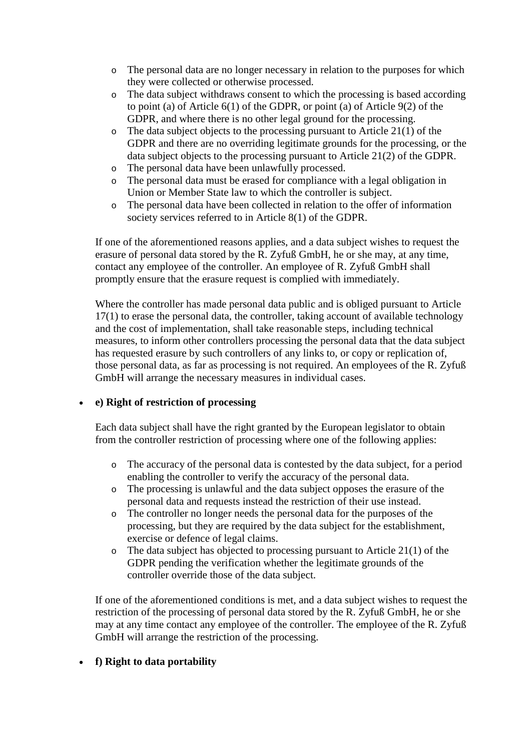- The personal data are no longer necessary in relation to the purposes for which they were collected or otherwise processed.
   - The data subject withdraws consent to which the processing is based according to point (a) of Article 6(1) of the GDPR, or point (a) of Article 9(2) of the GDPR, and where there is no other legal ground for the processing.
   - The data subject objects to the processing pursuant to Article 21(1) of the GDPR and there are no overriding legitimate grounds for the processing, or the data subject objects to the processing pursuant to Article 21(2) of the GDPR.
   - The personal data have been unlawfully processed.
   - The personal data must be erased for compliance with a legal obligation in Union or Member State law to which the controller is subject.
   - The personal data have been collected in relation to the offer of information society services referred to in Article 8(1) of the GDPR.

  If one of the aforementioned reasons applies, and a data subject wishes to request the erasure of personal data stored by the R. Zyfuß GmbH, he or she may, at any time, contact any employee of the controller. An employee of R. Zyfuß GmbH shall promptly ensure that the erasure request is complied with immediately.

  Where the controller has made personal data public and is obliged pursuant to Article 17(1) to erase the personal data, the controller, taking account of available technology and the cost of implementation, shall take reasonable steps, including technical measures, to inform other controllers processing the personal data that the data subject has requested erasure by such controllers of any links to, or copy or replication of, those personal data, as far as processing is not required. An employees of the R. Zyfuß GmbH will arrange the necessary measures in individual cases.

- **e) Right of restriction of processing**

  Each data subject shall have the right granted by the European legislator to obtain from the controller restriction of processing where one of the following applies:

   - The accuracy of the personal data is contested by the data subject, for a period enabling the controller to verify the accuracy of the personal data.
   - The processing is unlawful and the data subject opposes the erasure of the personal data and requests instead the restriction of their use instead.
   - The controller no longer needs the personal data for the purposes of the processing, but they are required by the data subject for the establishment, exercise or defence of legal claims.
   - The data subject has objected to processing pursuant to Article 21(1) of the GDPR pending the verification whether the legitimate grounds of the controller override those of the data subject.

  If one of the aforementioned conditions is met, and a data subject wishes to request the restriction of the processing of personal data stored by the R. Zyfuß GmbH, he or she may at any time contact any employee of the controller. The employee of the R. Zyfuß GmbH will arrange the restriction of the processing.

- **f) Right to data portability**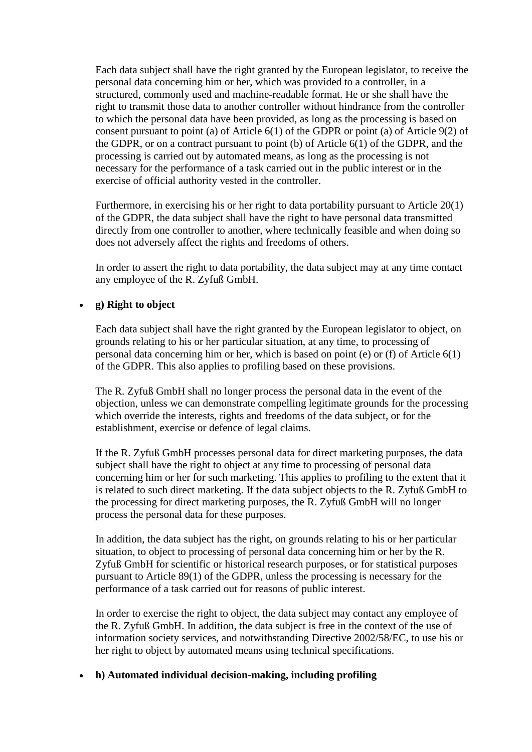Each data subject shall have the right granted by the European legislator, to receive the personal data concerning him or her, which was provided to a controller, in a structured, commonly used and machine-readable format. He or she shall have the right to transmit those data to another controller without hindrance from the controller to which the personal data have been provided, as long as the processing is based on consent pursuant to point (a) of Article 6(1) of the GDPR or point (a) of Article 9(2) of the GDPR, or on a contract pursuant to point (b) of Article 6(1) of the GDPR, and the processing is carried out by automated means, as long as the processing is not necessary for the performance of a task carried out in the public interest or in the exercise of official authority vested in the controller.

Furthermore, in exercising his or her right to data portability pursuant to Article 20(1) of the GDPR, the data subject shall have the right to have personal data transmitted directly from one controller to another, where technically feasible and when doing so does not adversely affect the rights and freedoms of others.

In order to assert the right to data portability, the data subject may at any time contact any employee of the R. Zyfuß GmbH.

- **g) Right to object**

  Each data subject shall have the right granted by the European legislator to object, on grounds relating to his or her particular situation, at any time, to processing of personal data concerning him or her, which is based on point (e) or (f) of Article 6(1) of the GDPR. This also applies to profiling based on these provisions.

  The R. Zyfuß GmbH shall no longer process the personal data in the event of the objection, unless we can demonstrate compelling legitimate grounds for the processing which override the interests, rights and freedoms of the data subject, or for the establishment, exercise or defence of legal claims.

  If the R. Zyfuß GmbH processes personal data for direct marketing purposes, the data subject shall have the right to object at any time to processing of personal data concerning him or her for such marketing. This applies to profiling to the extent that it is related to such direct marketing. If the data subject objects to the R. Zyfuß GmbH to the processing for direct marketing purposes, the R. Zyfuß GmbH will no longer process the personal data for these purposes.

  In addition, the data subject has the right, on grounds relating to his or her particular situation, to object to processing of personal data concerning him or her by the R. Zyfuß GmbH for scientific or historical research purposes, or for statistical purposes pursuant to Article 89(1) of the GDPR, unless the processing is necessary for the performance of a task carried out for reasons of public interest.

  In order to exercise the right to object, the data subject may contact any employee of the R. Zyfuß GmbH. In addition, the data subject is free in the context of the use of information society services, and notwithstanding Directive 2002/58/EC, to use his or her right to object by automated means using technical specifications.

- **h) Automated individual decision-making, including profiling**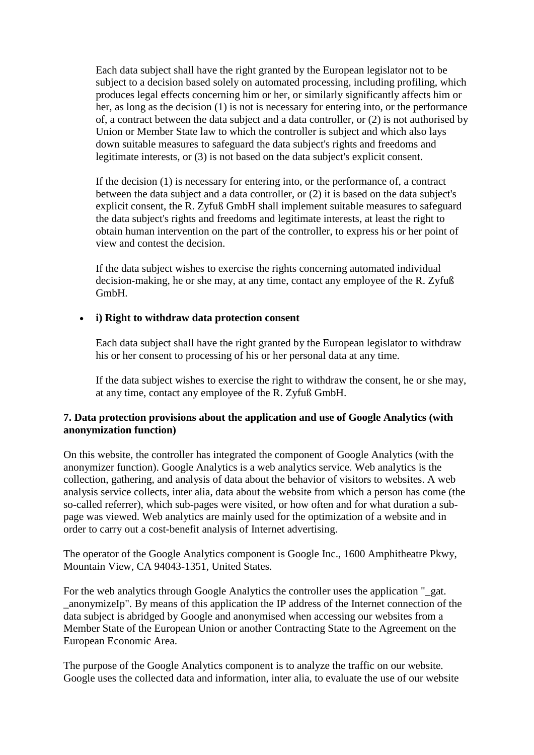Each data subject shall have the right granted by the European legislator not to be subject to a decision based solely on automated processing, including profiling, which produces legal effects concerning him or her, or similarly significantly affects him or her, as long as the decision (1) is not is necessary for entering into, or the performance of, a contract between the data subject and a data controller, or (2) is not authorised by Union or Member State law to which the controller is subject and which also lays down suitable measures to safeguard the data subject's rights and freedoms and legitimate interests, or (3) is not based on the data subject's explicit consent.

If the decision (1) is necessary for entering into, or the performance of, a contract between the data subject and a data controller, or (2) it is based on the data subject's explicit consent, the R. Zyfuß GmbH shall implement suitable measures to safeguard the data subject's rights and freedoms and legitimate interests, at least the right to obtain human intervention on the part of the controller, to express his or her point of view and contest the decision.

If the data subject wishes to exercise the rights concerning automated individual decision-making, he or she may, at any time, contact any employee of the R. Zyfuß GmbH.

- **i) Right to withdraw data protection consent**

  Each data subject shall have the right granted by the European legislator to withdraw his or her consent to processing of his or her personal data at any time.

  If the data subject wishes to exercise the right to withdraw the consent, he or she may, at any time, contact any employee of the R. Zyfuß GmbH.

**7. Data protection provisions about the application and use of Google Analytics (with anonymization function)**

On this website, the controller has integrated the component of Google Analytics (with the anonymizer function). Google Analytics is a web analytics service. Web analytics is the collection, gathering, and analysis of data about the behavior of visitors to websites. A web analysis service collects, inter alia, data about the website from which a person has come (the so-called referrer), which sub-pages were visited, or how often and for what duration a sub-page was viewed. Web analytics are mainly used for the optimization of a website and in order to carry out a cost-benefit analysis of Internet advertising.

The operator of the Google Analytics component is Google Inc., 1600 Amphitheatre Pkwy, Mountain View, CA 94043-1351, United States.

For the web analytics through Google Analytics the controller uses the application "_gat. _anonymizeIp". By means of this application the IP address of the Internet connection of the data subject is abridged by Google and anonymised when accessing our websites from a Member State of the European Union or another Contracting State to the Agreement on the European Economic Area.

The purpose of the Google Analytics component is to analyze the traffic on our website. Google uses the collected data and information, inter alia, to evaluate the use of our website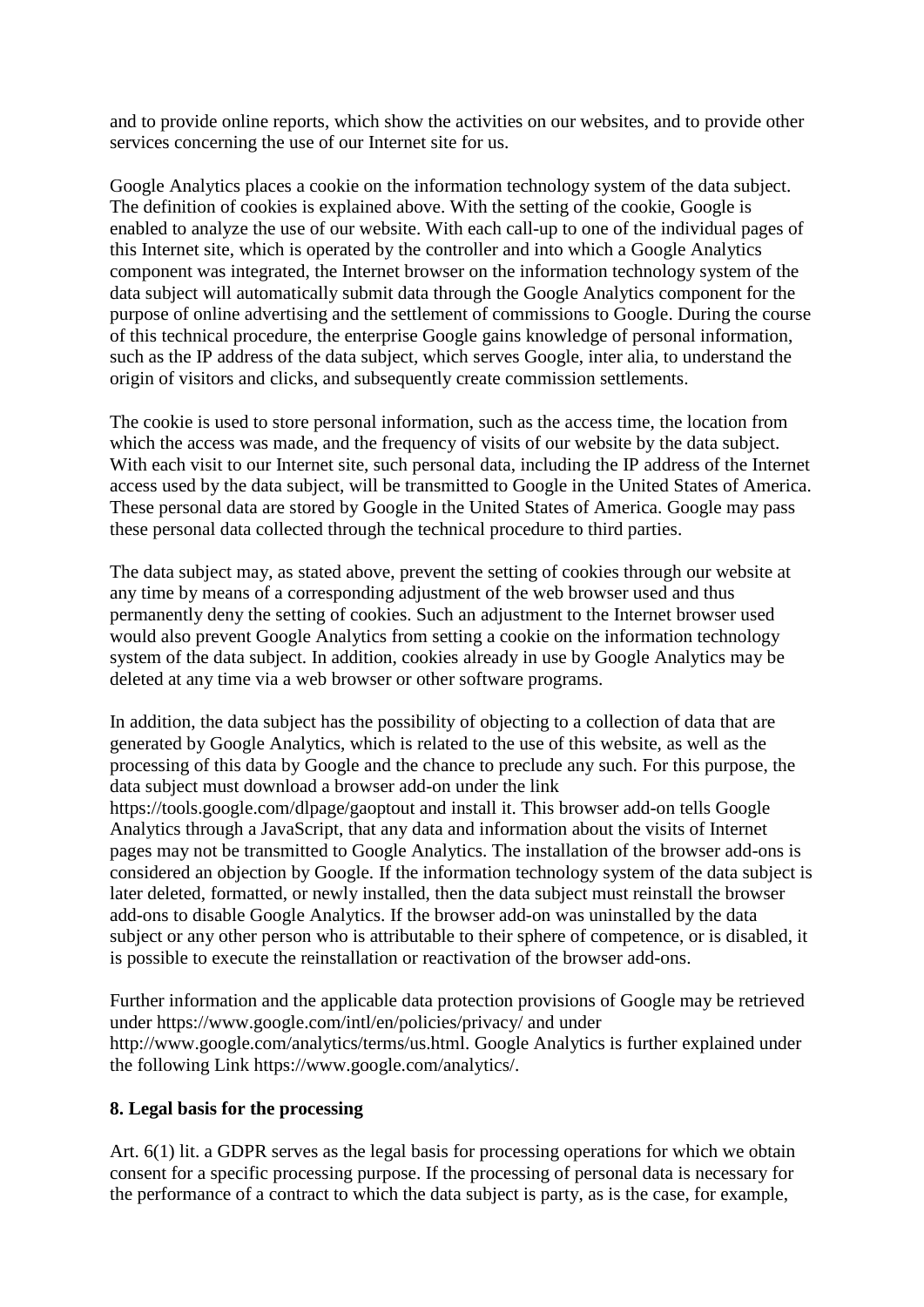and to provide online reports, which show the activities on our websites, and to provide other services concerning the use of our Internet site for us.

Google Analytics places a cookie on the information technology system of the data subject. The definition of cookies is explained above. With the setting of the cookie, Google is enabled to analyze the use of our website. With each call-up to one of the individual pages of this Internet site, which is operated by the controller and into which a Google Analytics component was integrated, the Internet browser on the information technology system of the data subject will automatically submit data through the Google Analytics component for the purpose of online advertising and the settlement of commissions to Google. During the course of this technical procedure, the enterprise Google gains knowledge of personal information, such as the IP address of the data subject, which serves Google, inter alia, to understand the origin of visitors and clicks, and subsequently create commission settlements.

The cookie is used to store personal information, such as the access time, the location from which the access was made, and the frequency of visits of our website by the data subject. With each visit to our Internet site, such personal data, including the IP address of the Internet access used by the data subject, will be transmitted to Google in the United States of America. These personal data are stored by Google in the United States of America. Google may pass these personal data collected through the technical procedure to third parties.

The data subject may, as stated above, prevent the setting of cookies through our website at any time by means of a corresponding adjustment of the web browser used and thus permanently deny the setting of cookies. Such an adjustment to the Internet browser used would also prevent Google Analytics from setting a cookie on the information technology system of the data subject. In addition, cookies already in use by Google Analytics may be deleted at any time via a web browser or other software programs.

In addition, the data subject has the possibility of objecting to a collection of data that are generated by Google Analytics, which is related to the use of this website, as well as the processing of this data by Google and the chance to preclude any such. For this purpose, the data subject must download a browser add-on under the link https://tools.google.com/dlpage/gaoptout and install it. This browser add-on tells Google Analytics through a JavaScript, that any data and information about the visits of Internet pages may not be transmitted to Google Analytics. The installation of the browser add-ons is considered an objection by Google. If the information technology system of the data subject is later deleted, formatted, or newly installed, then the data subject must reinstall the browser add-ons to disable Google Analytics. If the browser add-on was uninstalled by the data subject or any other person who is attributable to their sphere of competence, or is disabled, it is possible to execute the reinstallation or reactivation of the browser add-ons.

Further information and the applicable data protection provisions of Google may be retrieved under https://www.google.com/intl/en/policies/privacy/ and under http://www.google.com/analytics/terms/us.html. Google Analytics is further explained under the following Link https://www.google.com/analytics/.

**8. Legal basis for the processing**

Art. 6(1) lit. a GDPR serves as the legal basis for processing operations for which we obtain consent for a specific processing purpose. If the processing of personal data is necessary for the performance of a contract to which the data subject is party, as is the case, for example,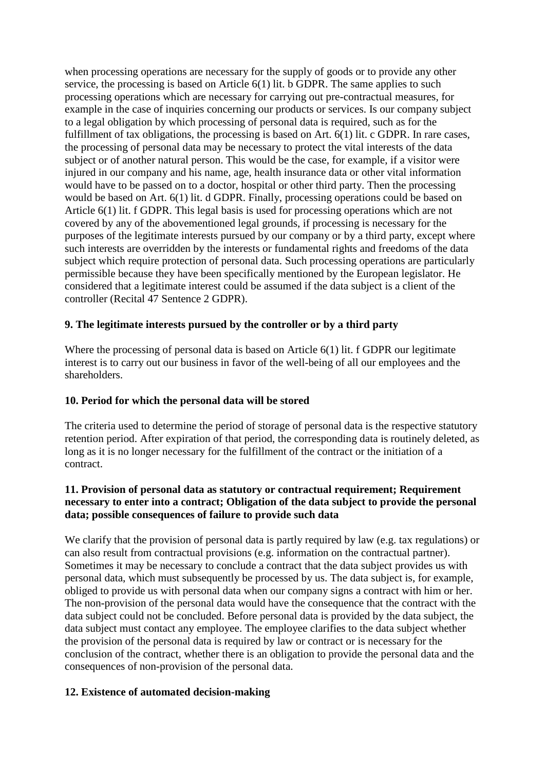when processing operations are necessary for the supply of goods or to provide any other service, the processing is based on Article 6(1) lit. b GDPR. The same applies to such processing operations which are necessary for carrying out pre-contractual measures, for example in the case of inquiries concerning our products or services. Is our company subject to a legal obligation by which processing of personal data is required, such as for the fulfillment of tax obligations, the processing is based on Art. 6(1) lit. c GDPR. In rare cases, the processing of personal data may be necessary to protect the vital interests of the data subject or of another natural person. This would be the case, for example, if a visitor were injured in our company and his name, age, health insurance data or other vital information would have to be passed on to a doctor, hospital or other third party. Then the processing would be based on Art. 6(1) lit. d GDPR. Finally, processing operations could be based on Article 6(1) lit. f GDPR. This legal basis is used for processing operations which are not covered by any of the abovementioned legal grounds, if processing is necessary for the purposes of the legitimate interests pursued by our company or by a third party, except where such interests are overridden by the interests or fundamental rights and freedoms of the data subject which require protection of personal data. Such processing operations are particularly permissible because they have been specifically mentioned by the European legislator. He considered that a legitimate interest could be assumed if the data subject is a client of the controller (Recital 47 Sentence 2 GDPR).

## 9. The legitimate interests pursued by the controller or by a third party

Where the processing of personal data is based on Article 6(1) lit. f GDPR our legitimate interest is to carry out our business in favor of the well-being of all our employees and the shareholders.

## 10. Period for which the personal data will be stored

The criteria used to determine the period of storage of personal data is the respective statutory retention period. After expiration of that period, the corresponding data is routinely deleted, as long as it is no longer necessary for the fulfillment of the contract or the initiation of a contract.

## 11. Provision of personal data as statutory or contractual requirement; Requirement necessary to enter into a contract; Obligation of the data subject to provide the personal data; possible consequences of failure to provide such data

We clarify that the provision of personal data is partly required by law (e.g. tax regulations) or can also result from contractual provisions (e.g. information on the contractual partner). Sometimes it may be necessary to conclude a contract that the data subject provides us with personal data, which must subsequently be processed by us. The data subject is, for example, obliged to provide us with personal data when our company signs a contract with him or her. The non-provision of the personal data would have the consequence that the contract with the data subject could not be concluded. Before personal data is provided by the data subject, the data subject must contact any employee. The employee clarifies to the data subject whether the provision of the personal data is required by law or contract or is necessary for the conclusion of the contract, whether there is an obligation to provide the personal data and the consequences of non-provision of the personal data.

## 12. Existence of automated decision-making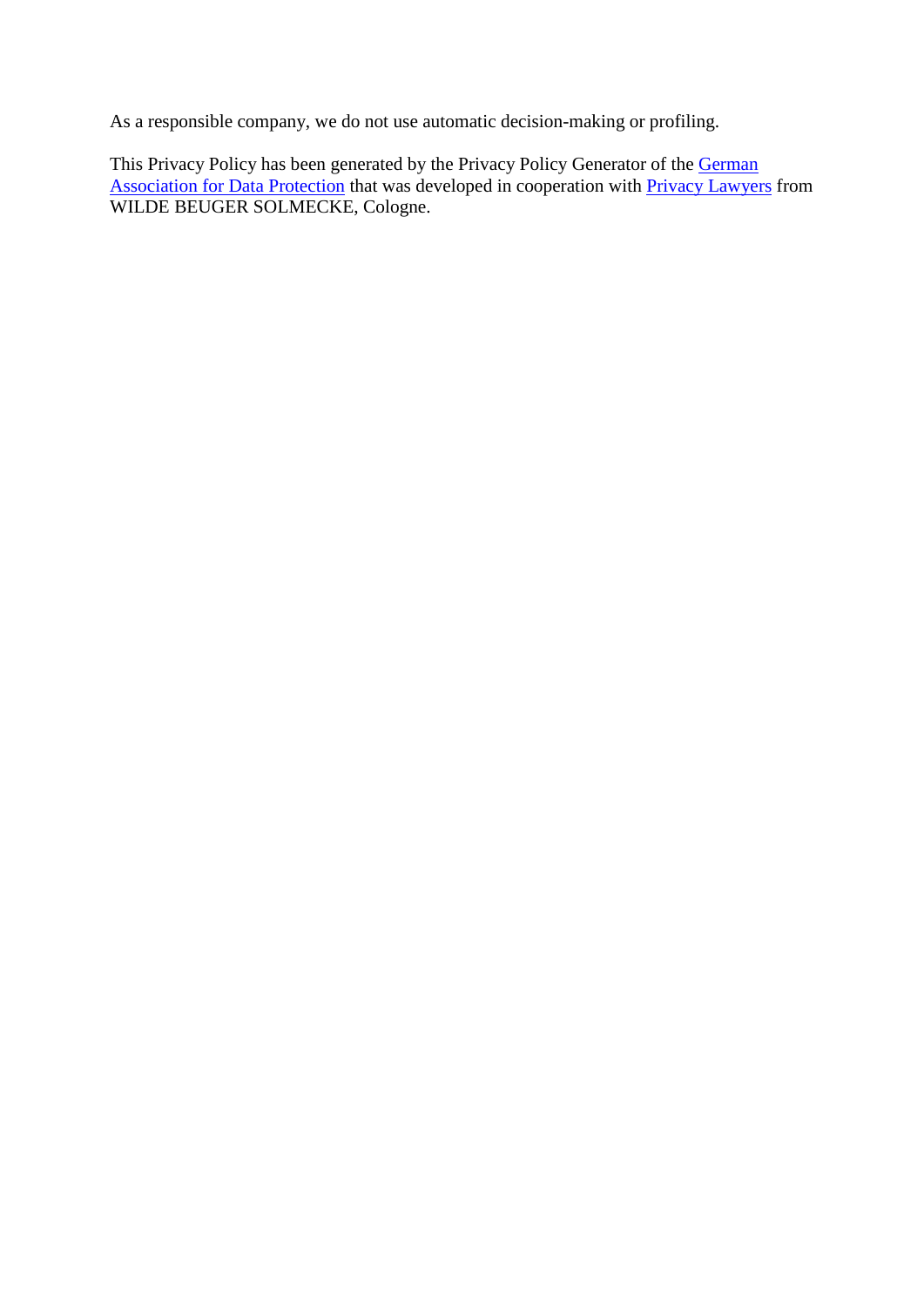As a responsible company, we do not use automatic decision-making or profiling.

This Privacy Policy has been generated by the Privacy Policy Generator of the German Association for Data Protection that was developed in cooperation with Privacy Lawyers from WILDE BEUGER SOLMECKE, Cologne.